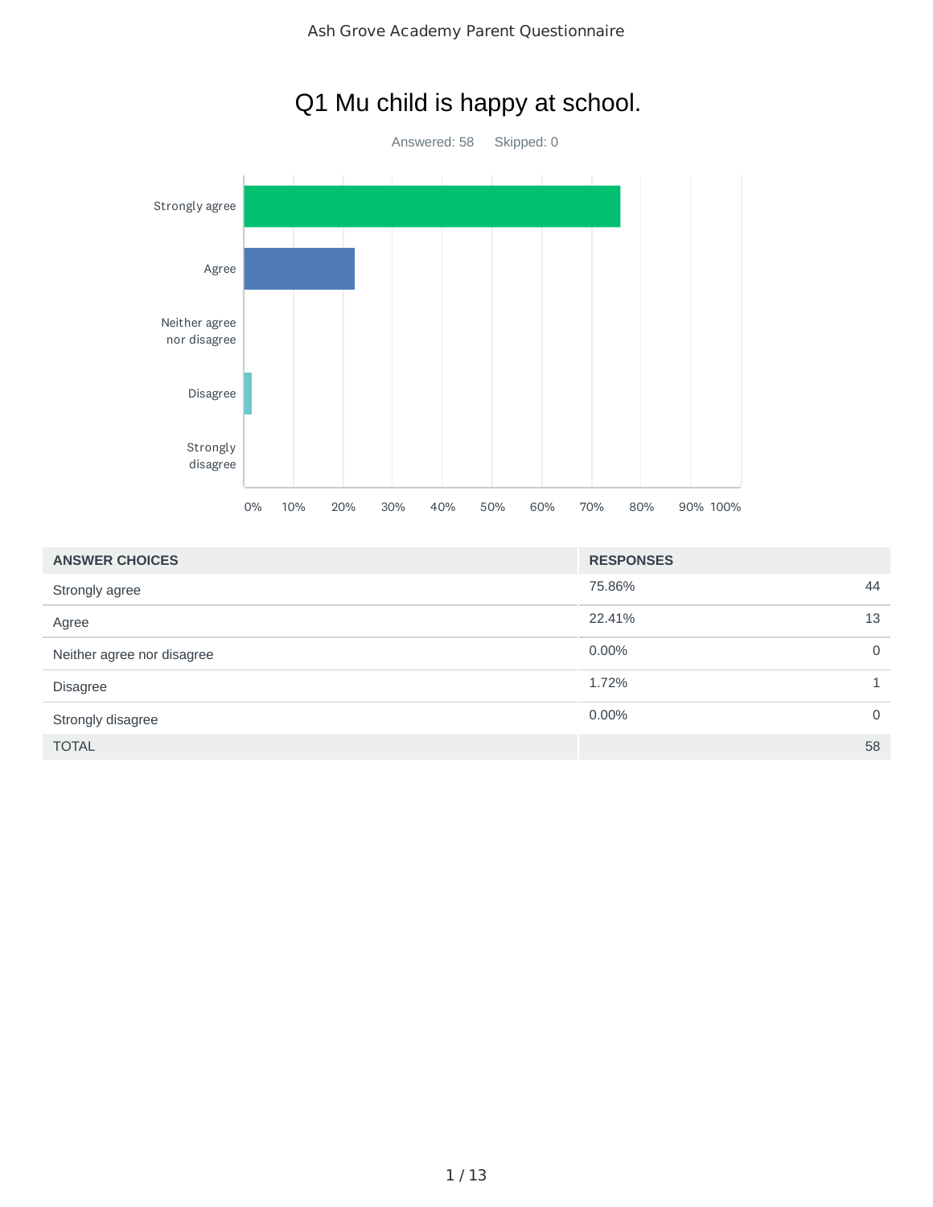Ash Grove Academy Parent Questionnaire

# Q1 Mu child is happy at school.

Answered: 58    Skipped: 0

| ANSWER CHOICES | RESPONSES | |
|---|---|---|
| Strongly agree | 75.86% | 44 |
| Agree | 22.41% | 13 |
| Neither agree nor disagree | 0.00% | 0 |
| Disagree | 1.72% | 1 |
| Strongly disagree | 0.00% | 0 |
| TOTAL | | 58 |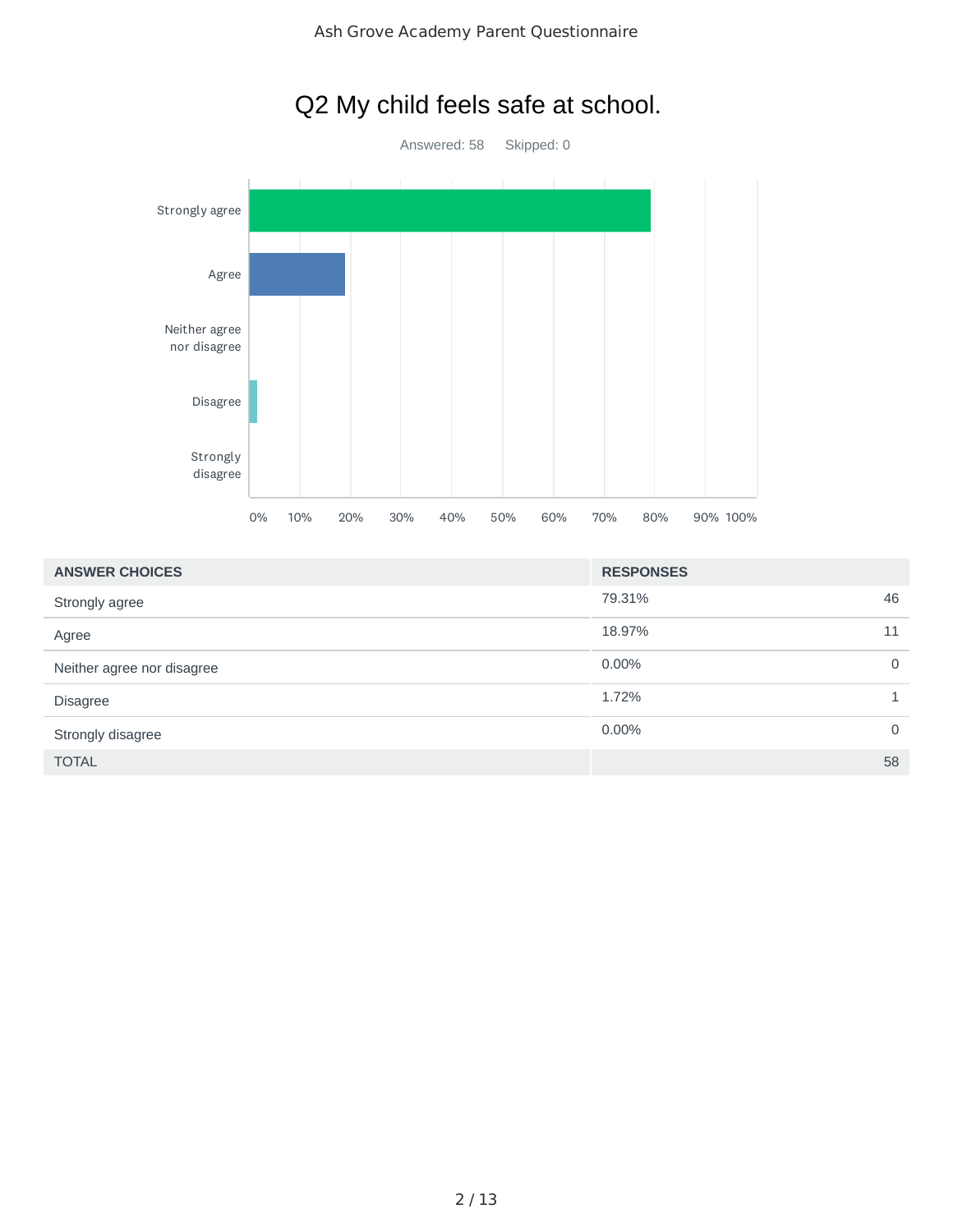# Q2 My child feels safe at school.

Answered: 58    Skipped: 0

| ANSWER CHOICES | RESPONSES | |
|---|---|---|
| Strongly agree | 79.31% | 46 |
| Agree | 18.97% | 11 |
| Neither agree nor disagree | 0.00% | 0 |
| Disagree | 1.72% | 1 |
| Strongly disagree | 0.00% | 0 |
| TOTAL | | 58 |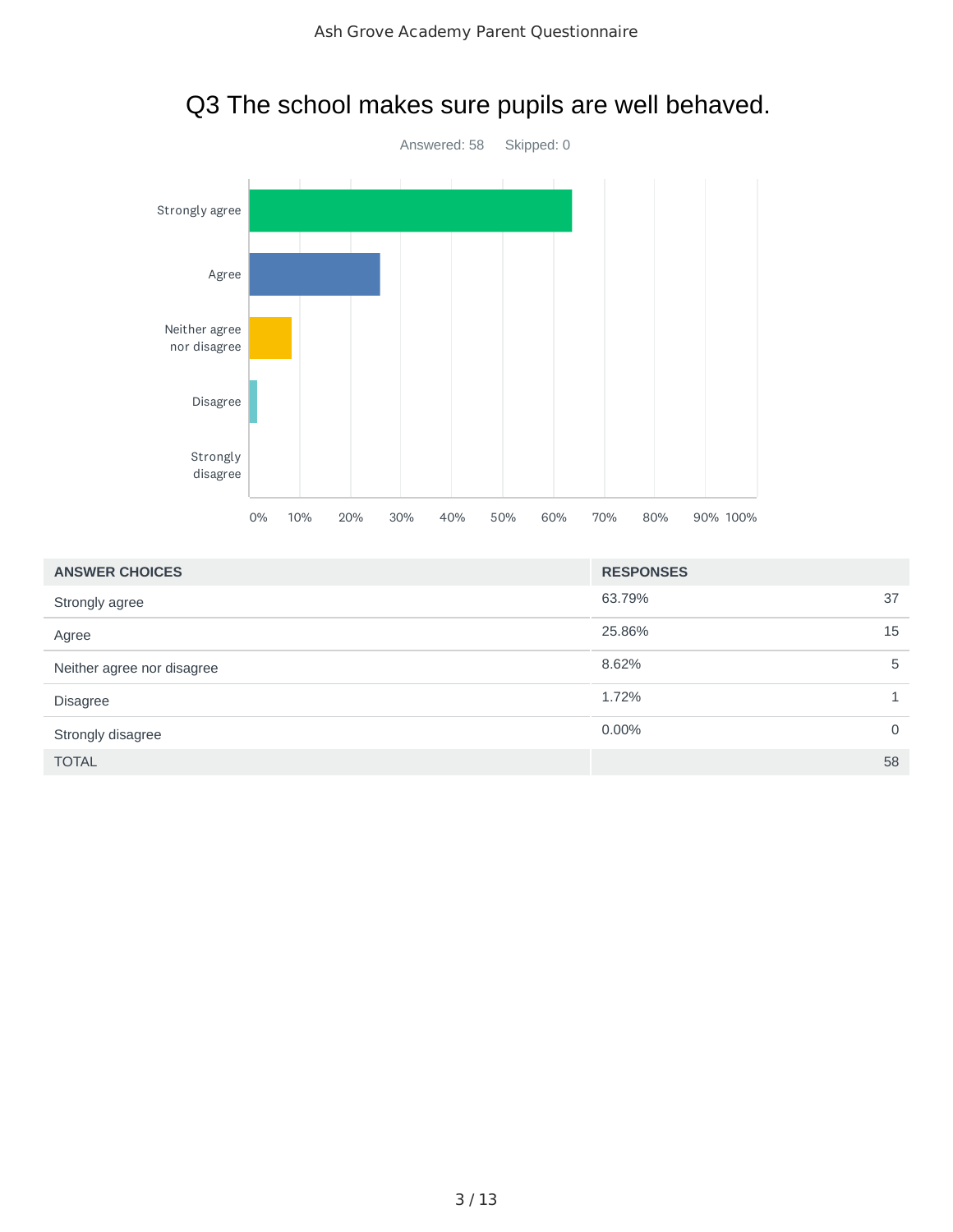# Q3 The school makes sure pupils are well behaved.

Answered: 58 Skipped: 0

| ANSWER CHOICES | RESPONSES | |
|---|---|---|
| Strongly agree | 63.79% | 37 |
| Agree | 25.86% | 15 |
| Neither agree nor disagree | 8.62% | 5 |
| Disagree | 1.72% | 1 |
| Strongly disagree | 0.00% | 0 |
| TOTAL | | 58 |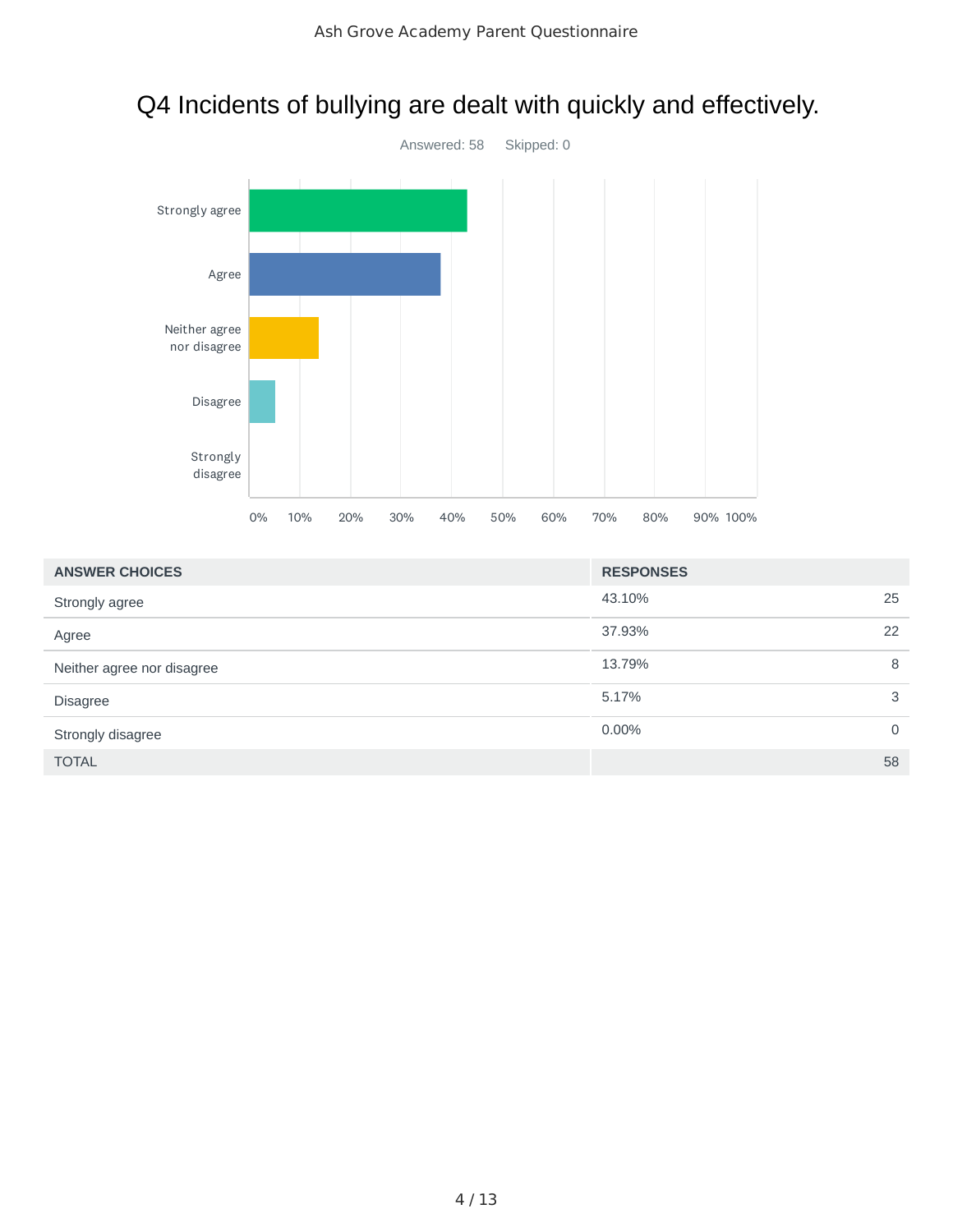# Q4 Incidents of bullying are dealt with quickly and effectively.

Answered: 58 Skipped: 0

| ANSWER CHOICES | RESPONSES | |
|---|---|---|
| Strongly agree | 43.10% | 25 |
| Agree | 37.93% | 22 |
| Neither agree nor disagree | 13.79% | 8 |
| Disagree | 5.17% | 3 |
| Strongly disagree | 0.00% | 0 |
| TOTAL | | 58 |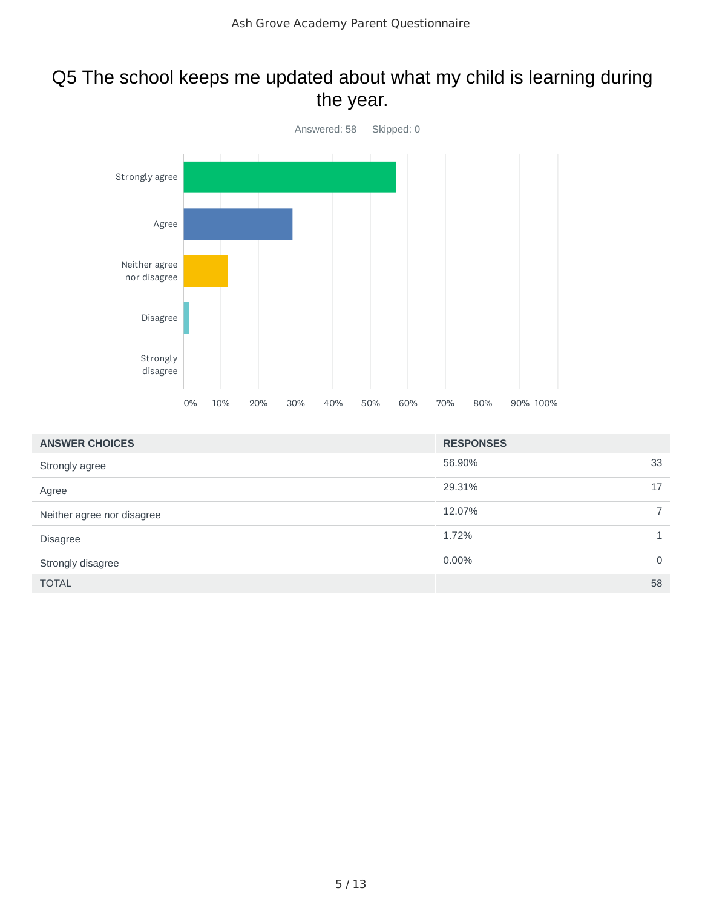# Q5 The school keeps me updated about what my child is learning during the year.

Answered: 58 Skipped: 0

| ANSWER CHOICES | RESPONSES | |
|---|---|---|
| Strongly agree | 56.90% | 33 |
| Agree | 29.31% | 17 |
| Neither agree nor disagree | 12.07% | 7 |
| Disagree | 1.72% | 1 |
| Strongly disagree | 0.00% | 0 |
| TOTAL | | 58 |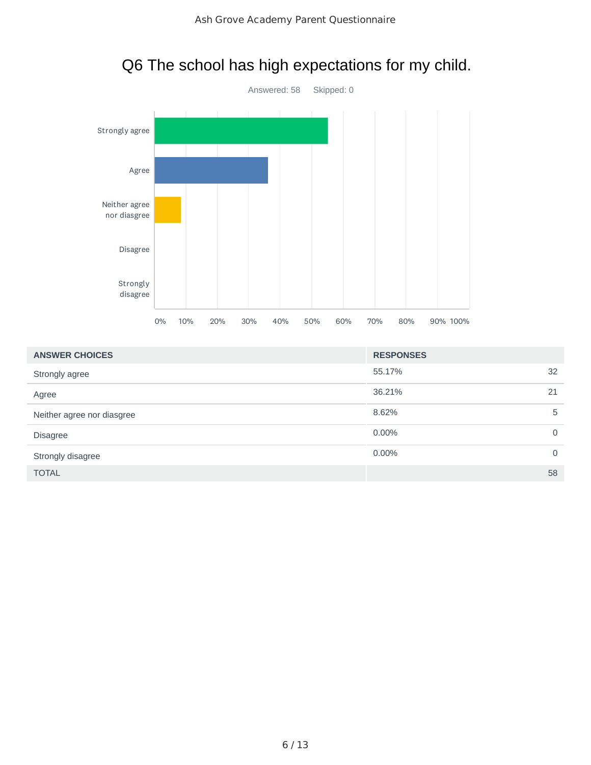## Q6 The school has high expectations for my child.

Answered: 58 Skipped: 0

| ANSWER CHOICES | RESPONSES | |
|---|---|---|
| Strongly agree | 55.17% | 32 |
| Agree | 36.21% | 21 |
| Neither agree nor diasgree | 8.62% | 5 |
| Disagree | 0.00% | 0 |
| Strongly disagree | 0.00% | 0 |
| TOTAL | | 58 |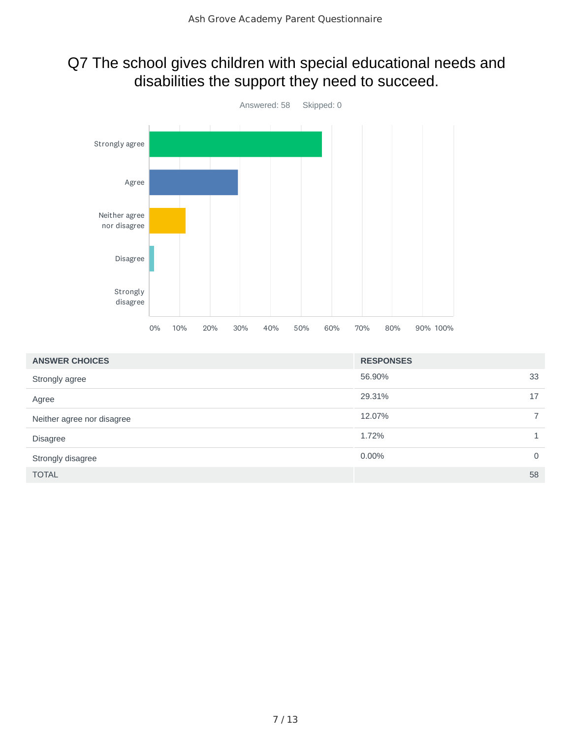# Q7 The school gives children with special educational needs and disabilities the support they need to succeed.

Answered: 58 Skipped: 0

| ANSWER CHOICES | RESPONSES | |
|---|---|---|
| Strongly agree | 56.90% | 33 |
| Agree | 29.31% | 17 |
| Neither agree nor disagree | 12.07% | 7 |
| Disagree | 1.72% | 1 |
| Strongly disagree | 0.00% | 0 |
| TOTAL | | 58 |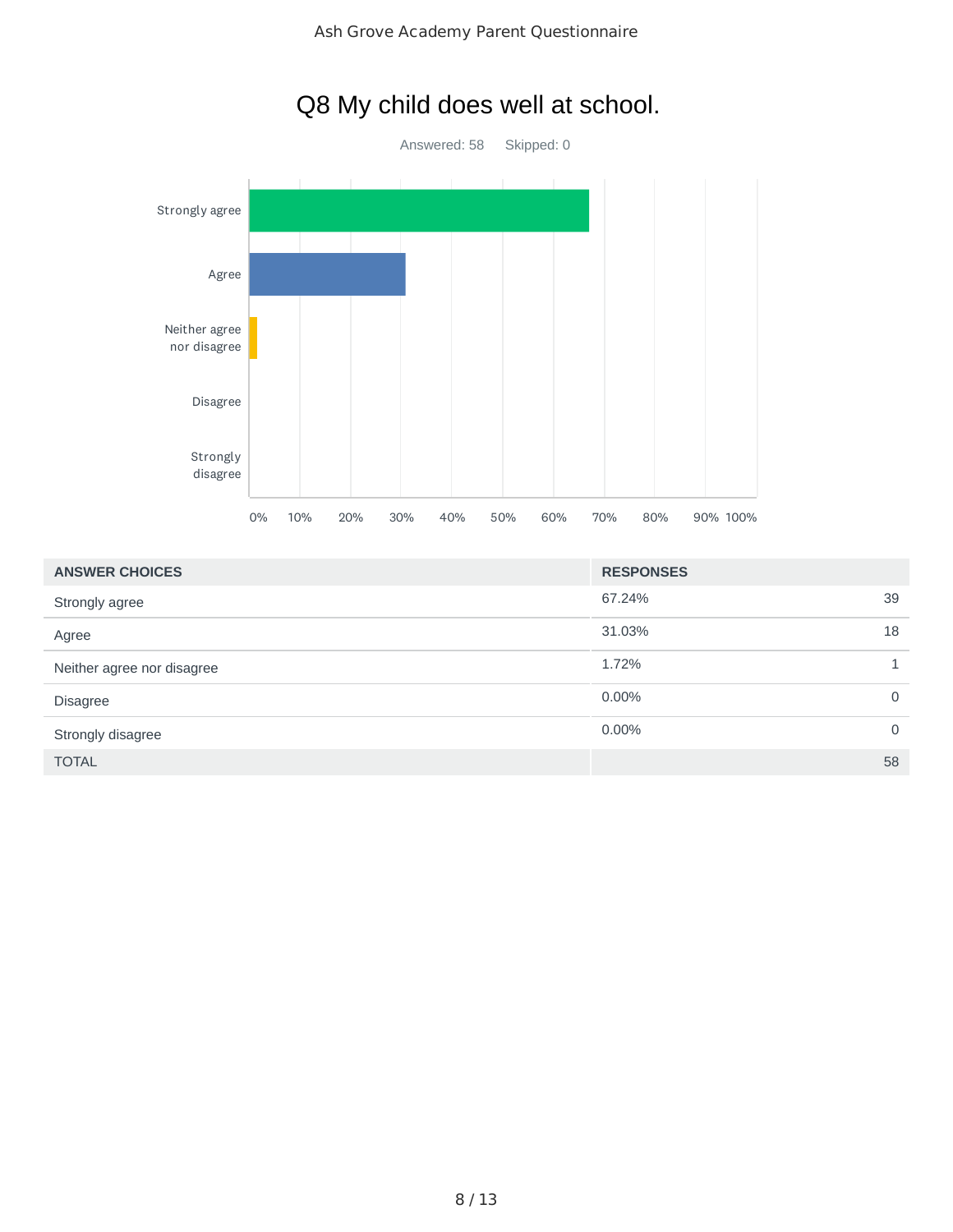# Q8 My child does well at school.

Answered: 58 Skipped: 0

| ANSWER CHOICES | RESPONSES | |
|---|---|---|
| Strongly agree | 67.24% | 39 |
| Agree | 31.03% | 18 |
| Neither agree nor disagree | 1.72% | 1 |
| Disagree | 0.00% | 0 |
| Strongly disagree | 0.00% | 0 |
| TOTAL | | 58 |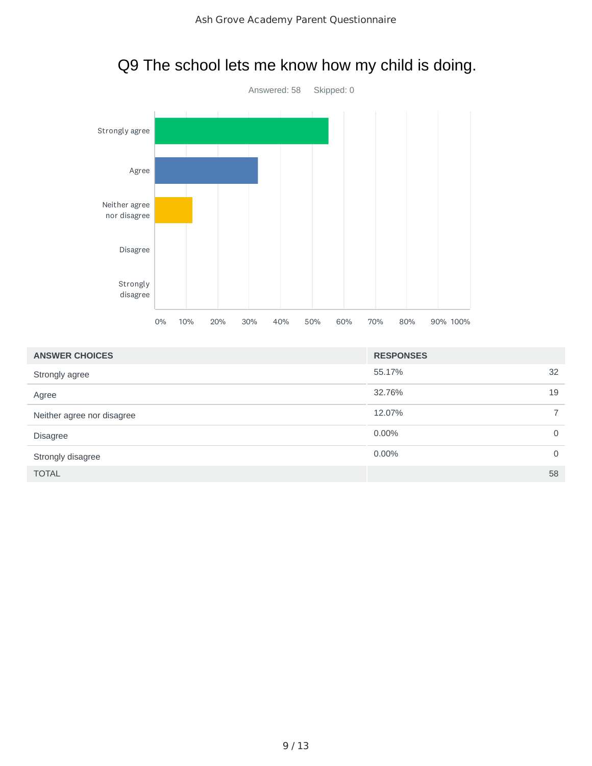# Q9 The school lets me know how my child is doing.

Answered: 58 Skipped: 0

| ANSWER CHOICES | RESPONSES | |
|---|---|---|
| Strongly agree | 55.17% | 32 |
| Agree | 32.76% | 19 |
| Neither agree nor disagree | 12.07% | 7 |
| Disagree | 0.00% | 0 |
| Strongly disagree | 0.00% | 0 |
| TOTAL | | 58 |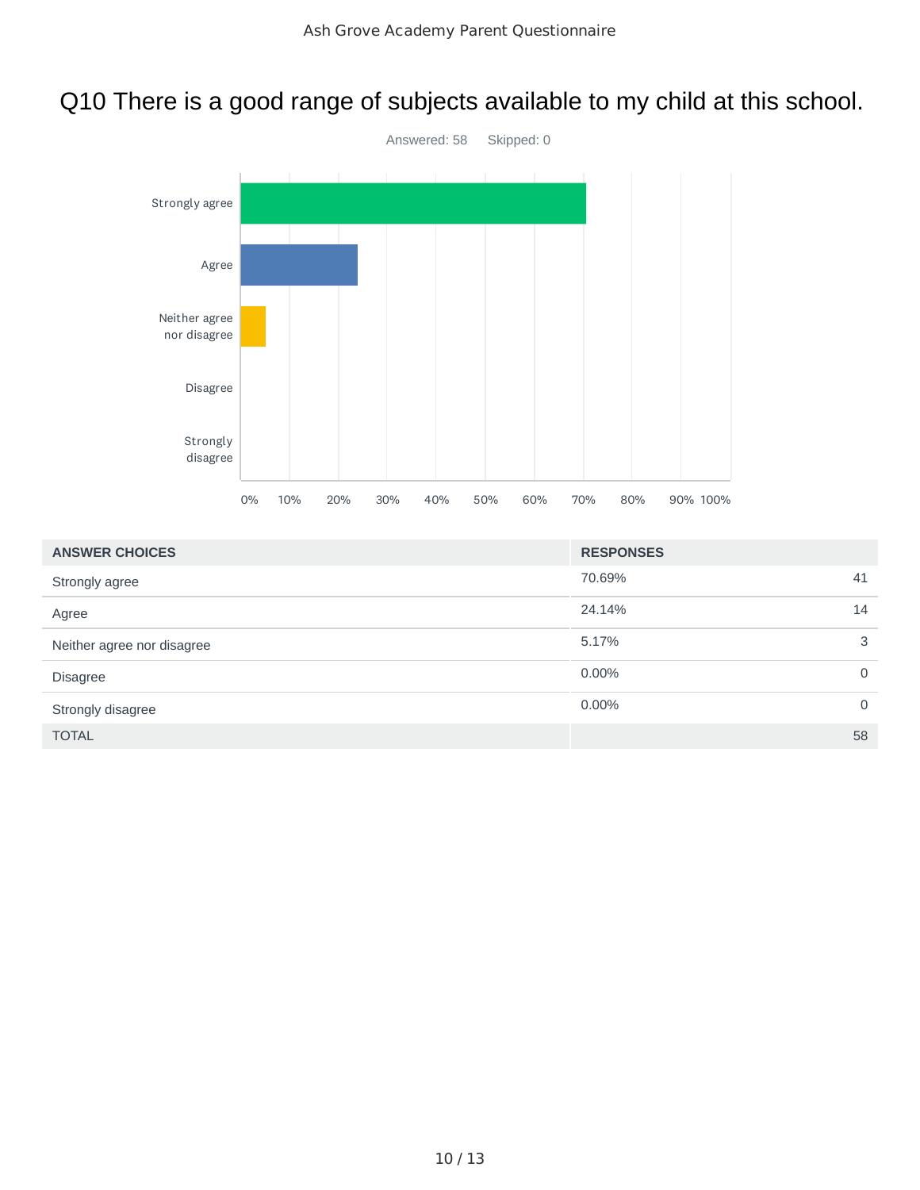# Q10 There is a good range of subjects available to my child at this school.

Answered: 58 Skipped: 0

| ANSWER CHOICES | RESPONSES | |
|---|---|---|
| Strongly agree | 70.69% | 41 |
| Agree | 24.14% | 14 |
| Neither agree nor disagree | 5.17% | 3 |
| Disagree | 0.00% | 0 |
| Strongly disagree | 0.00% | 0 |
| TOTAL | | 58 |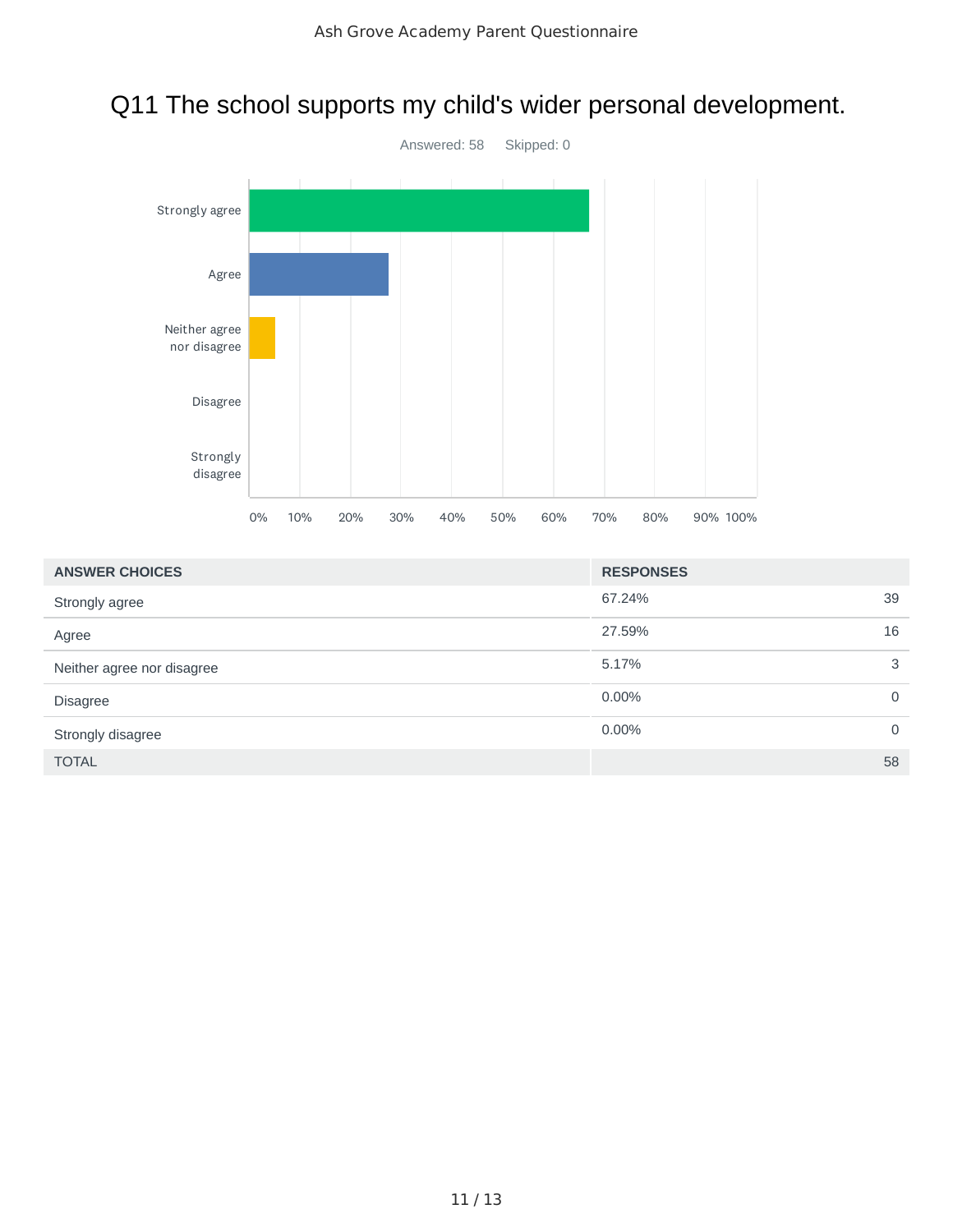## Q11 The school supports my child's wider personal development.

Answered: 58 Skipped: 0

| ANSWER CHOICES | RESPONSES | |
|---|---|---|
| Strongly agree | 67.24% | 39 |
| Agree | 27.59% | 16 |
| Neither agree nor disagree | 5.17% | 3 |
| Disagree | 0.00% | 0 |
| Strongly disagree | 0.00% | 0 |
| TOTAL | | 58 |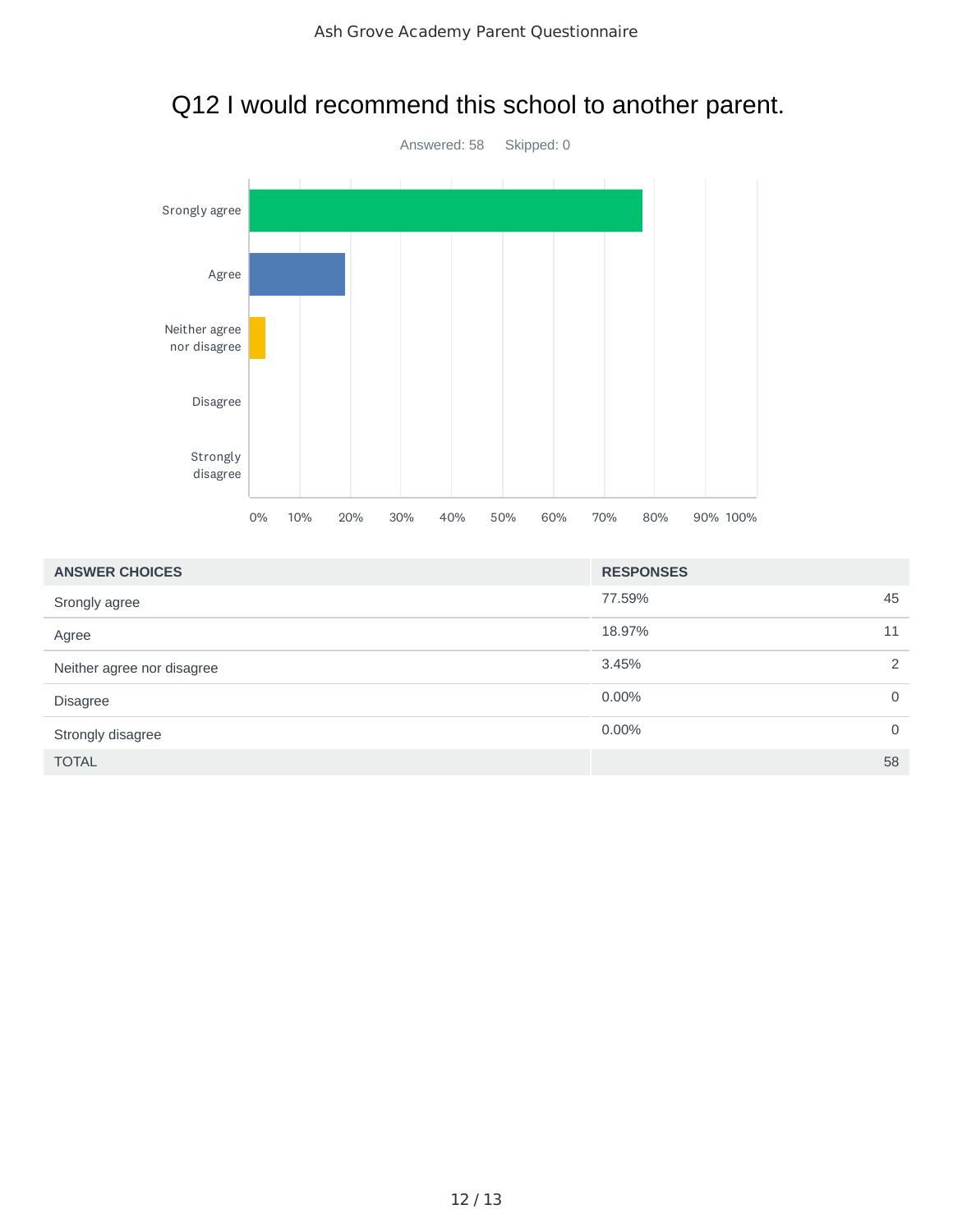# Q12 I would recommend this school to another parent.

Answered: 58 Skipped: 0

| ANSWER CHOICES | RESPONSES | |
|---|---|---|
| Srongly agree | 77.59% | 45 |
| Agree | 18.97% | 11 |
| Neither agree nor disagree | 3.45% | 2 |
| Disagree | 0.00% | 0 |
| Strongly disagree | 0.00% | 0 |
| TOTAL | | 58 |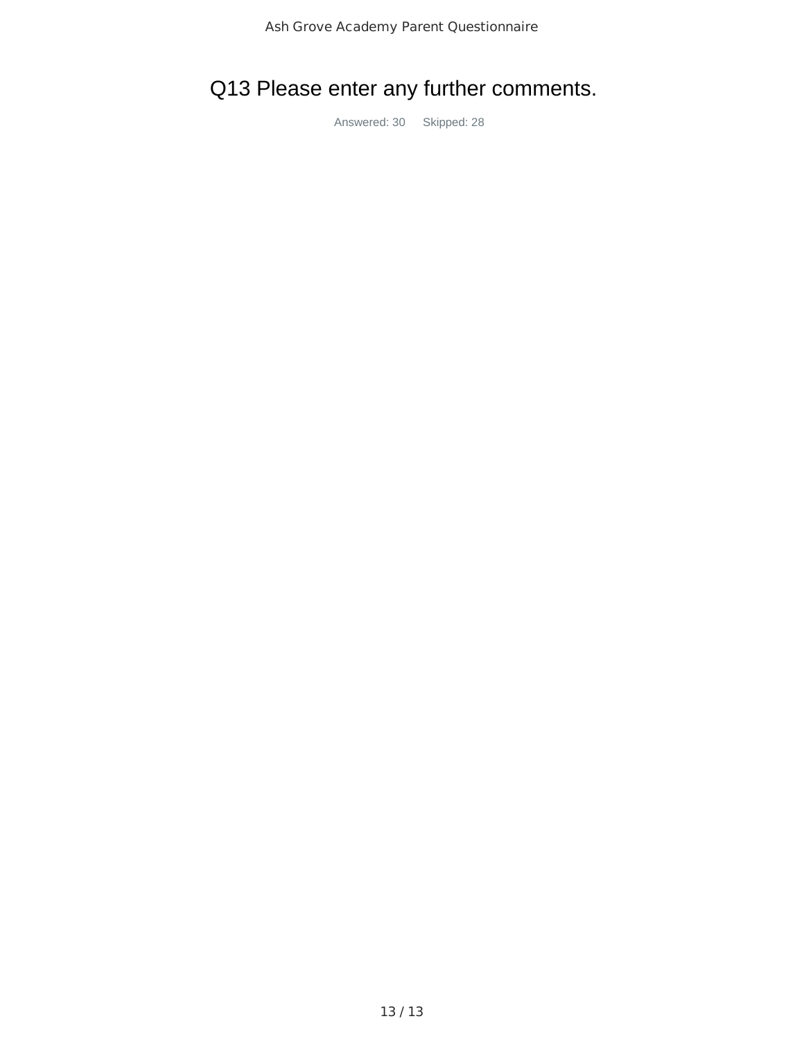# Q13 Please enter any further comments.

Answered: 30 Skipped: 28